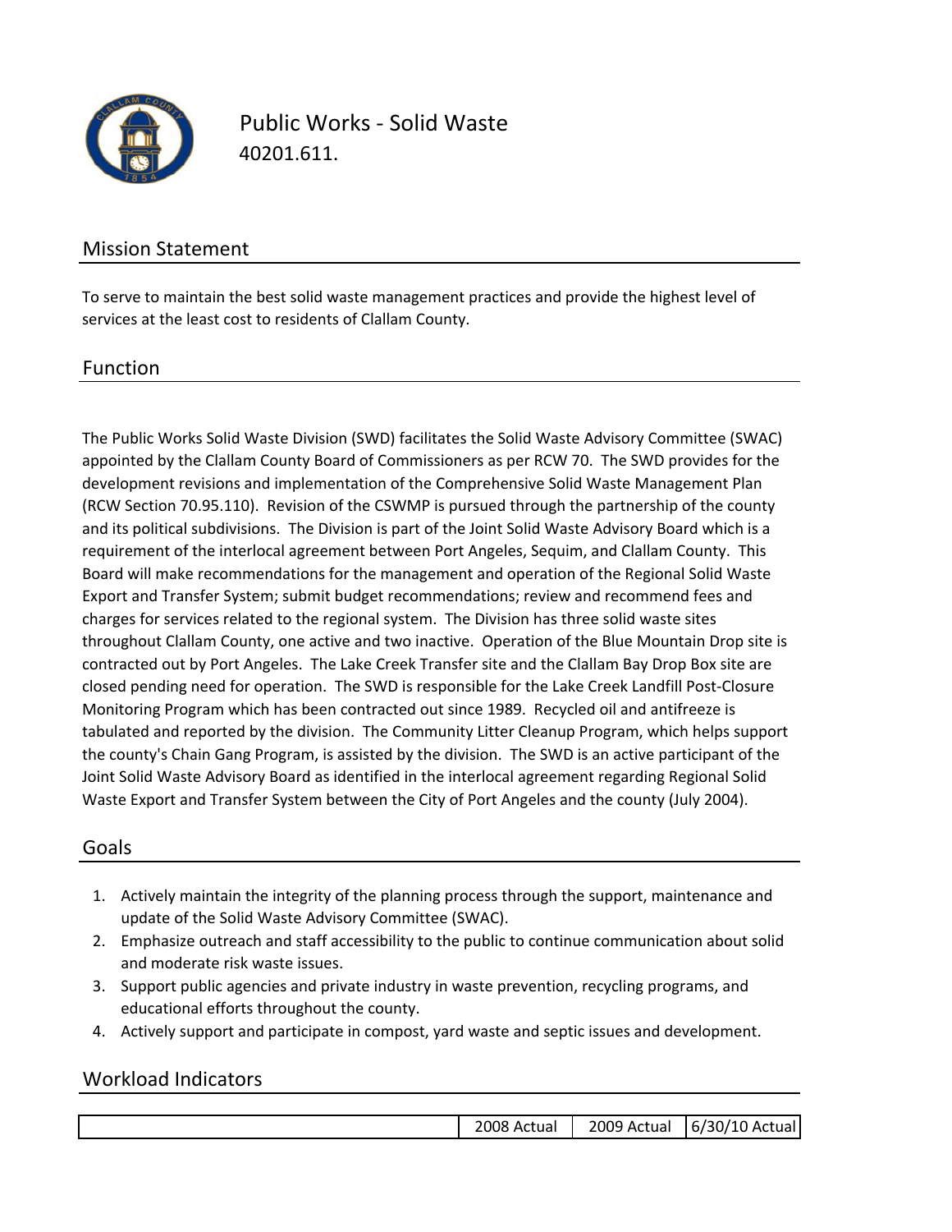# Public Works - Solid Waste

40201.611.

## Mission Statement

To serve to maintain the best solid waste management practices and provide the highest level of services at the least cost to residents of Clallam County.

## Function

The Public Works Solid Waste Division (SWD) facilitates the Solid Waste Advisory Committee (SWAC) appointed by the Clallam County Board of Commissioners as per RCW 70. The SWD provides for the development revisions and implementation of the Comprehensive Solid Waste Management Plan (RCW Section 70.95.110). Revision of the CSWMP is pursued through the partnership of the county and its political subdivisions. The Division is part of the Joint Solid Waste Advisory Board which is a requirement of the interlocal agreement between Port Angeles, Sequim, and Clallam County. This Board will make recommendations for the management and operation of the Regional Solid Waste Export and Transfer System; submit budget recommendations; review and recommend fees and charges for services related to the regional system. The Division has three solid waste sites throughout Clallam County, one active and two inactive. Operation of the Blue Mountain Drop site is contracted out by Port Angeles. The Lake Creek Transfer site and the Clallam Bay Drop Box site are closed pending need for operation. The SWD is responsible for the Lake Creek Landfill Post-Closure Monitoring Program which has been contracted out since 1989. Recycled oil and antifreeze is tabulated and reported by the division. The Community Litter Cleanup Program, which helps support the county's Chain Gang Program, is assisted by the division. The SWD is an active participant of the Joint Solid Waste Advisory Board as identified in the interlocal agreement regarding Regional Solid Waste Export and Transfer System between the City of Port Angeles and the county (July 2004).

## Goals

1. Actively maintain the integrity of the planning process through the support, maintenance and update of the Solid Waste Advisory Committee (SWAC).
2. Emphasize outreach and staff accessibility to the public to continue communication about solid and moderate risk waste issues.
3. Support public agencies and private industry in waste prevention, recycling programs, and educational efforts throughout the county.
4. Actively support and participate in compost, yard waste and septic issues and development.

## Workload Indicators

| | 2008 Actual | 2009 Actual | 6/30/10 Actual |
|---|---|---|---|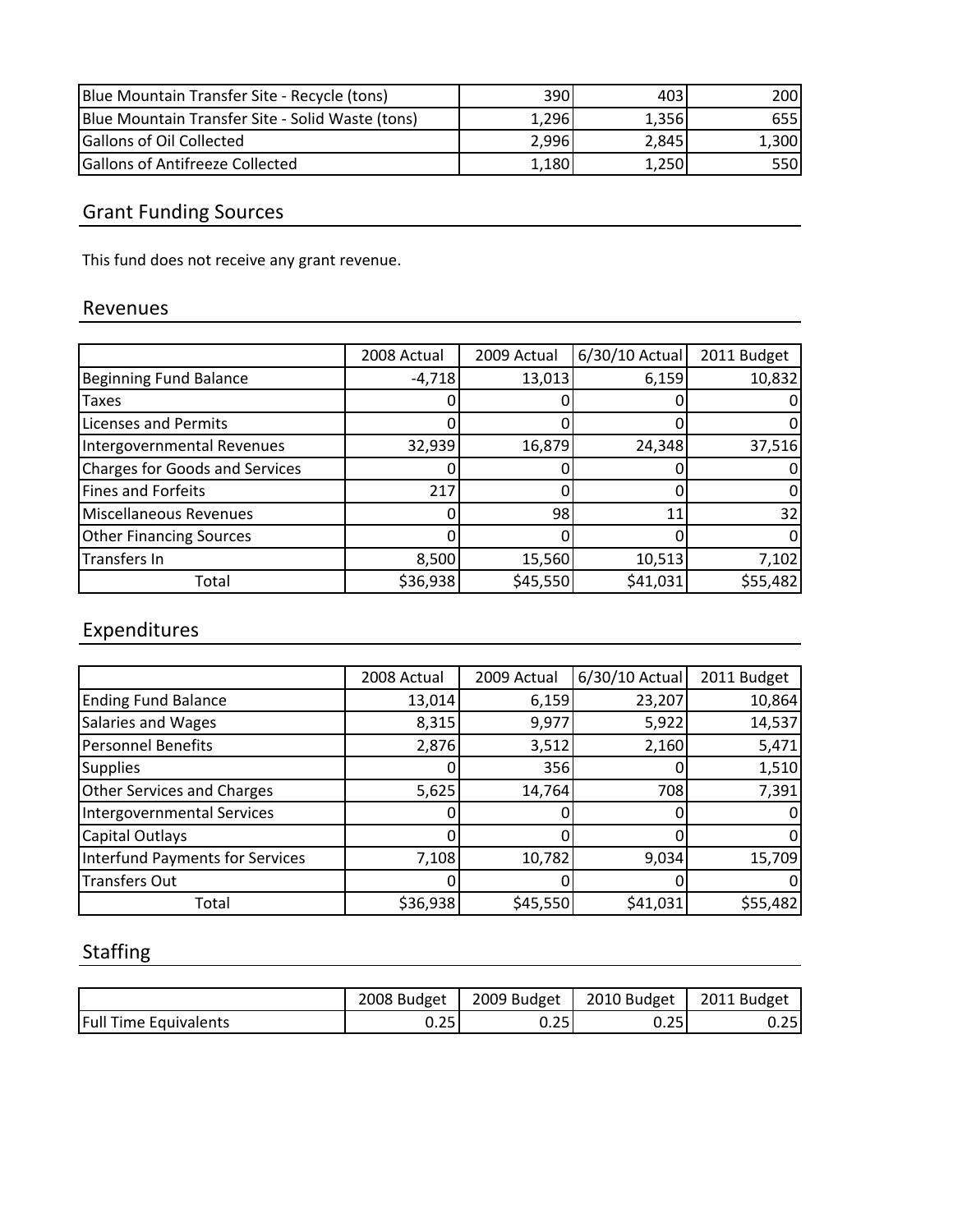| | | | |
|---|---|---|---|
| Blue Mountain Transfer Site - Recycle (tons) | 390 | 403 | 200 |
| Blue Mountain Transfer Site - Solid Waste (tons) | 1,296 | 1,356 | 655 |
| Gallons of Oil Collected | 2,996 | 2,845 | 1,300 |
| Gallons of Antifreeze Collected | 1,180 | 1,250 | 550 |

## Grant Funding Sources

This fund does not receive any grant revenue.

## Revenues

| | 2008 Actual | 2009 Actual | 6/30/10 Actual | 2011 Budget |
|---|---|---|---|---|
| Beginning Fund Balance | -4,718 | 13,013 | 6,159 | 10,832 |
| Taxes | 0 | 0 | 0 | 0 |
| Licenses and Permits | 0 | 0 | 0 | 0 |
| Intergovernmental Revenues | 32,939 | 16,879 | 24,348 | 37,516 |
| Charges for Goods and Services | 0 | 0 | 0 | 0 |
| Fines and Forfeits | 217 | 0 | 0 | 0 |
| Miscellaneous Revenues | 0 | 98 | 11 | 32 |
| Other Financing Sources | 0 | 0 | 0 | 0 |
| Transfers In | 8,500 | 15,560 | 10,513 | 7,102 |
| Total | $36,938 | $45,550 | $41,031 | $55,482 |

## Expenditures

| | 2008 Actual | 2009 Actual | 6/30/10 Actual | 2011 Budget |
|---|---|---|---|---|
| Ending Fund Balance | 13,014 | 6,159 | 23,207 | 10,864 |
| Salaries and Wages | 8,315 | 9,977 | 5,922 | 14,537 |
| Personnel Benefits | 2,876 | 3,512 | 2,160 | 5,471 |
| Supplies | 0 | 356 | 0 | 1,510 |
| Other Services and Charges | 5,625 | 14,764 | 708 | 7,391 |
| Intergovernmental Services | 0 | 0 | 0 | 0 |
| Capital Outlays | 0 | 0 | 0 | 0 |
| Interfund Payments for Services | 7,108 | 10,782 | 9,034 | 15,709 |
| Transfers Out | 0 | 0 | 0 | 0 |
| Total | $36,938 | $45,550 | $41,031 | $55,482 |

## Staffing

| | 2008 Budget | 2009 Budget | 2010 Budget | 2011 Budget |
|---|---|---|---|---|
| Full Time Equivalents | 0.25 | 0.25 | 0.25 | 0.25 |